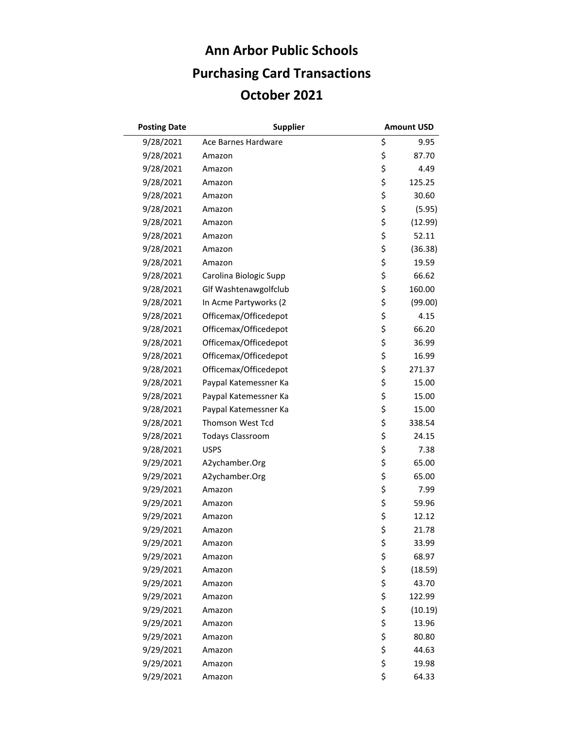# Ann Arbor Public Schools

## Purchasing Card Transactions

## October 2021

| Posting Date | Supplier | Amount USD |
|---|---|---|
| 9/28/2021 | Ace Barnes Hardware | $ 9.95 |
| 9/28/2021 | Amazon | $ 87.70 |
| 9/28/2021 | Amazon | $ 4.49 |
| 9/28/2021 | Amazon | $ 125.25 |
| 9/28/2021 | Amazon | $ 30.60 |
| 9/28/2021 | Amazon | $ (5.95) |
| 9/28/2021 | Amazon | $ (12.99) |
| 9/28/2021 | Amazon | $ 52.11 |
| 9/28/2021 | Amazon | $ (36.38) |
| 9/28/2021 | Amazon | $ 19.59 |
| 9/28/2021 | Carolina Biologic Supp | $ 66.62 |
| 9/28/2021 | Glf Washtenawgolfclub | $ 160.00 |
| 9/28/2021 | In Acme Partyworks (2 | $ (99.00) |
| 9/28/2021 | Officemax/Officedepot | $ 4.15 |
| 9/28/2021 | Officemax/Officedepot | $ 66.20 |
| 9/28/2021 | Officemax/Officedepot | $ 36.99 |
| 9/28/2021 | Officemax/Officedepot | $ 16.99 |
| 9/28/2021 | Officemax/Officedepot | $ 271.37 |
| 9/28/2021 | Paypal Katemessner Ka | $ 15.00 |
| 9/28/2021 | Paypal Katemessner Ka | $ 15.00 |
| 9/28/2021 | Paypal Katemessner Ka | $ 15.00 |
| 9/28/2021 | Thomson West Tcd | $ 338.54 |
| 9/28/2021 | Todays Classroom | $ 24.15 |
| 9/28/2021 | USPS | $ 7.38 |
| 9/29/2021 | A2ychamber.Org | $ 65.00 |
| 9/29/2021 | A2ychamber.Org | $ 65.00 |
| 9/29/2021 | Amazon | $ 7.99 |
| 9/29/2021 | Amazon | $ 59.96 |
| 9/29/2021 | Amazon | $ 12.12 |
| 9/29/2021 | Amazon | $ 21.78 |
| 9/29/2021 | Amazon | $ 33.99 |
| 9/29/2021 | Amazon | $ 68.97 |
| 9/29/2021 | Amazon | $ (18.59) |
| 9/29/2021 | Amazon | $ 43.70 |
| 9/29/2021 | Amazon | $ 122.99 |
| 9/29/2021 | Amazon | $ (10.19) |
| 9/29/2021 | Amazon | $ 13.96 |
| 9/29/2021 | Amazon | $ 80.80 |
| 9/29/2021 | Amazon | $ 44.63 |
| 9/29/2021 | Amazon | $ 19.98 |
| 9/29/2021 | Amazon | $ 64.33 |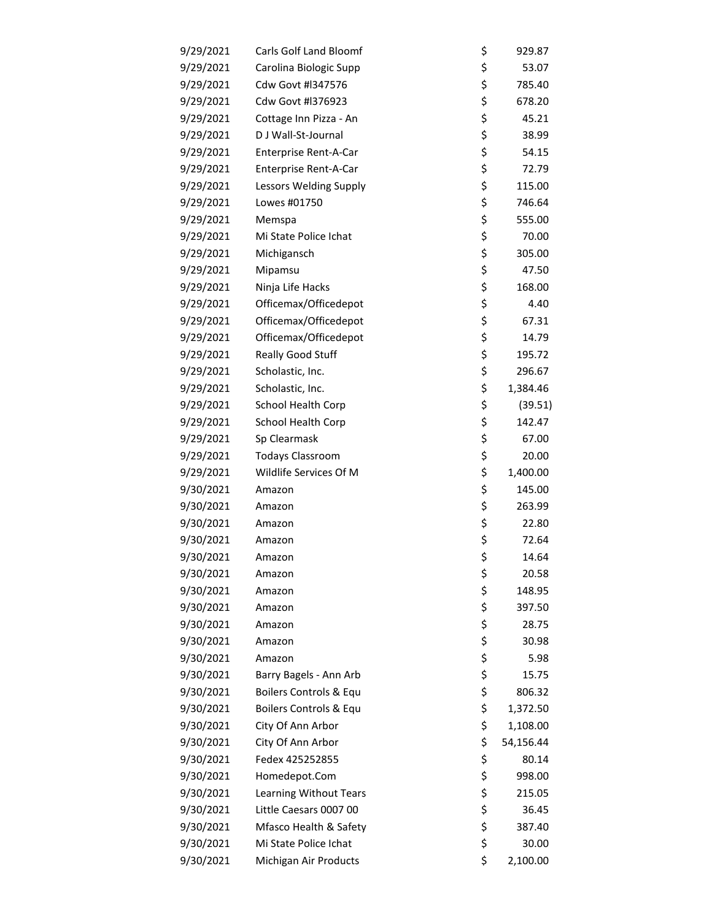| | | | |
|---|---|---|---|
| 9/29/2021 | Carls Golf Land Bloomf | $ | 929.87 |
| 9/29/2021 | Carolina Biologic Supp | $ | 53.07 |
| 9/29/2021 | Cdw Govt #l347576 | $ | 785.40 |
| 9/29/2021 | Cdw Govt #l376923 | $ | 678.20 |
| 9/29/2021 | Cottage Inn Pizza - An | $ | 45.21 |
| 9/29/2021 | D J Wall-St-Journal | $ | 38.99 |
| 9/29/2021 | Enterprise Rent-A-Car | $ | 54.15 |
| 9/29/2021 | Enterprise Rent-A-Car | $ | 72.79 |
| 9/29/2021 | Lessors Welding Supply | $ | 115.00 |
| 9/29/2021 | Lowes #01750 | $ | 746.64 |
| 9/29/2021 | Memspa | $ | 555.00 |
| 9/29/2021 | Mi State Police Ichat | $ | 70.00 |
| 9/29/2021 | Michigansch | $ | 305.00 |
| 9/29/2021 | Mipamsu | $ | 47.50 |
| 9/29/2021 | Ninja Life Hacks | $ | 168.00 |
| 9/29/2021 | Officemax/Officedepot | $ | 4.40 |
| 9/29/2021 | Officemax/Officedepot | $ | 67.31 |
| 9/29/2021 | Officemax/Officedepot | $ | 14.79 |
| 9/29/2021 | Really Good Stuff | $ | 195.72 |
| 9/29/2021 | Scholastic, Inc. | $ | 296.67 |
| 9/29/2021 | Scholastic, Inc. | $ | 1,384.46 |
| 9/29/2021 | School Health Corp | $ | (39.51) |
| 9/29/2021 | School Health Corp | $ | 142.47 |
| 9/29/2021 | Sp Clearmask | $ | 67.00 |
| 9/29/2021 | Todays Classroom | $ | 20.00 |
| 9/29/2021 | Wildlife Services Of M | $ | 1,400.00 |
| 9/30/2021 | Amazon | $ | 145.00 |
| 9/30/2021 | Amazon | $ | 263.99 |
| 9/30/2021 | Amazon | $ | 22.80 |
| 9/30/2021 | Amazon | $ | 72.64 |
| 9/30/2021 | Amazon | $ | 14.64 |
| 9/30/2021 | Amazon | $ | 20.58 |
| 9/30/2021 | Amazon | $ | 148.95 |
| 9/30/2021 | Amazon | $ | 397.50 |
| 9/30/2021 | Amazon | $ | 28.75 |
| 9/30/2021 | Amazon | $ | 30.98 |
| 9/30/2021 | Amazon | $ | 5.98 |
| 9/30/2021 | Barry Bagels - Ann Arb | $ | 15.75 |
| 9/30/2021 | Boilers Controls & Equ | $ | 806.32 |
| 9/30/2021 | Boilers Controls & Equ | $ | 1,372.50 |
| 9/30/2021 | City Of Ann Arbor | $ | 1,108.00 |
| 9/30/2021 | City Of Ann Arbor | $ | 54,156.44 |
| 9/30/2021 | Fedex 425252855 | $ | 80.14 |
| 9/30/2021 | Homedepot.Com | $ | 998.00 |
| 9/30/2021 | Learning Without Tears | $ | 215.05 |
| 9/30/2021 | Little Caesars 0007 00 | $ | 36.45 |
| 9/30/2021 | Mfasco Health & Safety | $ | 387.40 |
| 9/30/2021 | Mi State Police Ichat | $ | 30.00 |
| 9/30/2021 | Michigan Air Products | $ | 2,100.00 |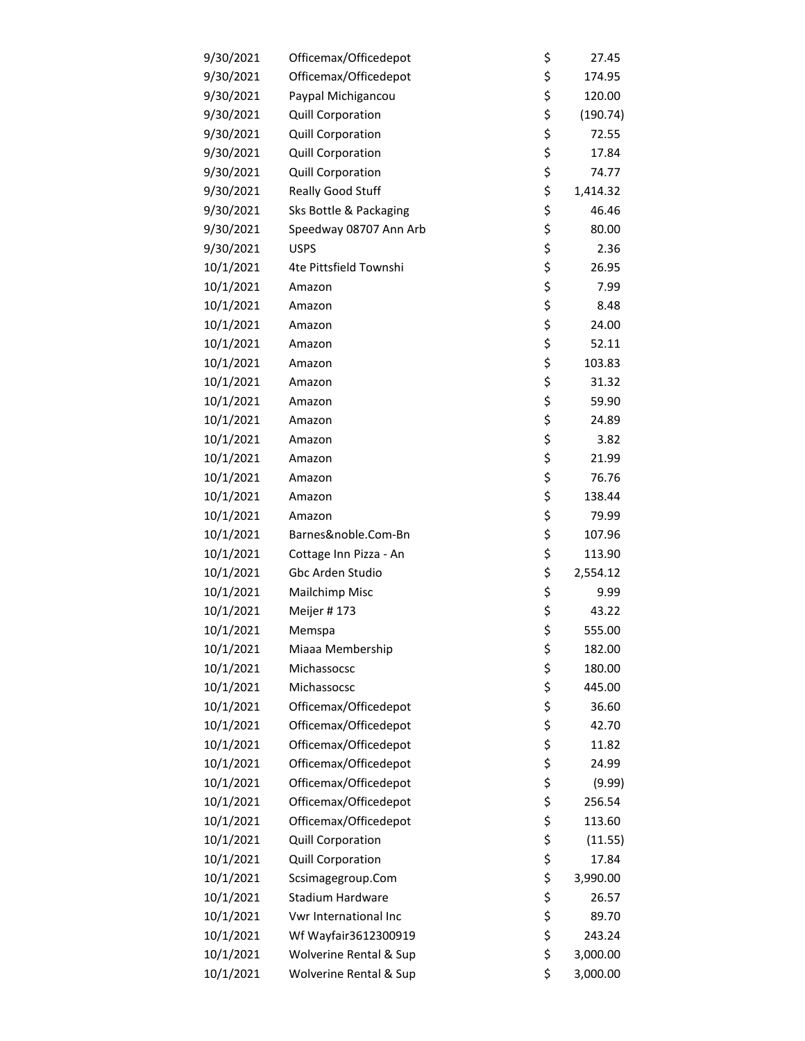| | | | |
|---|---|---|---|
| 9/30/2021 | Officemax/Officedepot | $ | 27.45 |
| 9/30/2021 | Officemax/Officedepot | $ | 174.95 |
| 9/30/2021 | Paypal Michigancou | $ | 120.00 |
| 9/30/2021 | Quill Corporation | $ | (190.74) |
| 9/30/2021 | Quill Corporation | $ | 72.55 |
| 9/30/2021 | Quill Corporation | $ | 17.84 |
| 9/30/2021 | Quill Corporation | $ | 74.77 |
| 9/30/2021 | Really Good Stuff | $ | 1,414.32 |
| 9/30/2021 | Sks Bottle & Packaging | $ | 46.46 |
| 9/30/2021 | Speedway 08707 Ann Arb | $ | 80.00 |
| 9/30/2021 | USPS | $ | 2.36 |
| 10/1/2021 | 4te Pittsfield Townshi | $ | 26.95 |
| 10/1/2021 | Amazon | $ | 7.99 |
| 10/1/2021 | Amazon | $ | 8.48 |
| 10/1/2021 | Amazon | $ | 24.00 |
| 10/1/2021 | Amazon | $ | 52.11 |
| 10/1/2021 | Amazon | $ | 103.83 |
| 10/1/2021 | Amazon | $ | 31.32 |
| 10/1/2021 | Amazon | $ | 59.90 |
| 10/1/2021 | Amazon | $ | 24.89 |
| 10/1/2021 | Amazon | $ | 3.82 |
| 10/1/2021 | Amazon | $ | 21.99 |
| 10/1/2021 | Amazon | $ | 76.76 |
| 10/1/2021 | Amazon | $ | 138.44 |
| 10/1/2021 | Amazon | $ | 79.99 |
| 10/1/2021 | Barnes&noble.Com-Bn | $ | 107.96 |
| 10/1/2021 | Cottage Inn Pizza - An | $ | 113.90 |
| 10/1/2021 | Gbc Arden Studio | $ | 2,554.12 |
| 10/1/2021 | Mailchimp Misc | $ | 9.99 |
| 10/1/2021 | Meijer # 173 | $ | 43.22 |
| 10/1/2021 | Memspa | $ | 555.00 |
| 10/1/2021 | Miaaa Membership | $ | 182.00 |
| 10/1/2021 | Michassocsc | $ | 180.00 |
| 10/1/2021 | Michassocsc | $ | 445.00 |
| 10/1/2021 | Officemax/Officedepot | $ | 36.60 |
| 10/1/2021 | Officemax/Officedepot | $ | 42.70 |
| 10/1/2021 | Officemax/Officedepot | $ | 11.82 |
| 10/1/2021 | Officemax/Officedepot | $ | 24.99 |
| 10/1/2021 | Officemax/Officedepot | $ | (9.99) |
| 10/1/2021 | Officemax/Officedepot | $ | 256.54 |
| 10/1/2021 | Officemax/Officedepot | $ | 113.60 |
| 10/1/2021 | Quill Corporation | $ | (11.55) |
| 10/1/2021 | Quill Corporation | $ | 17.84 |
| 10/1/2021 | Scsimagegroup.Com | $ | 3,990.00 |
| 10/1/2021 | Stadium Hardware | $ | 26.57 |
| 10/1/2021 | Vwr International Inc | $ | 89.70 |
| 10/1/2021 | Wf Wayfair3612300919 | $ | 243.24 |
| 10/1/2021 | Wolverine Rental & Sup | $ | 3,000.00 |
| 10/1/2021 | Wolverine Rental & Sup | $ | 3,000.00 |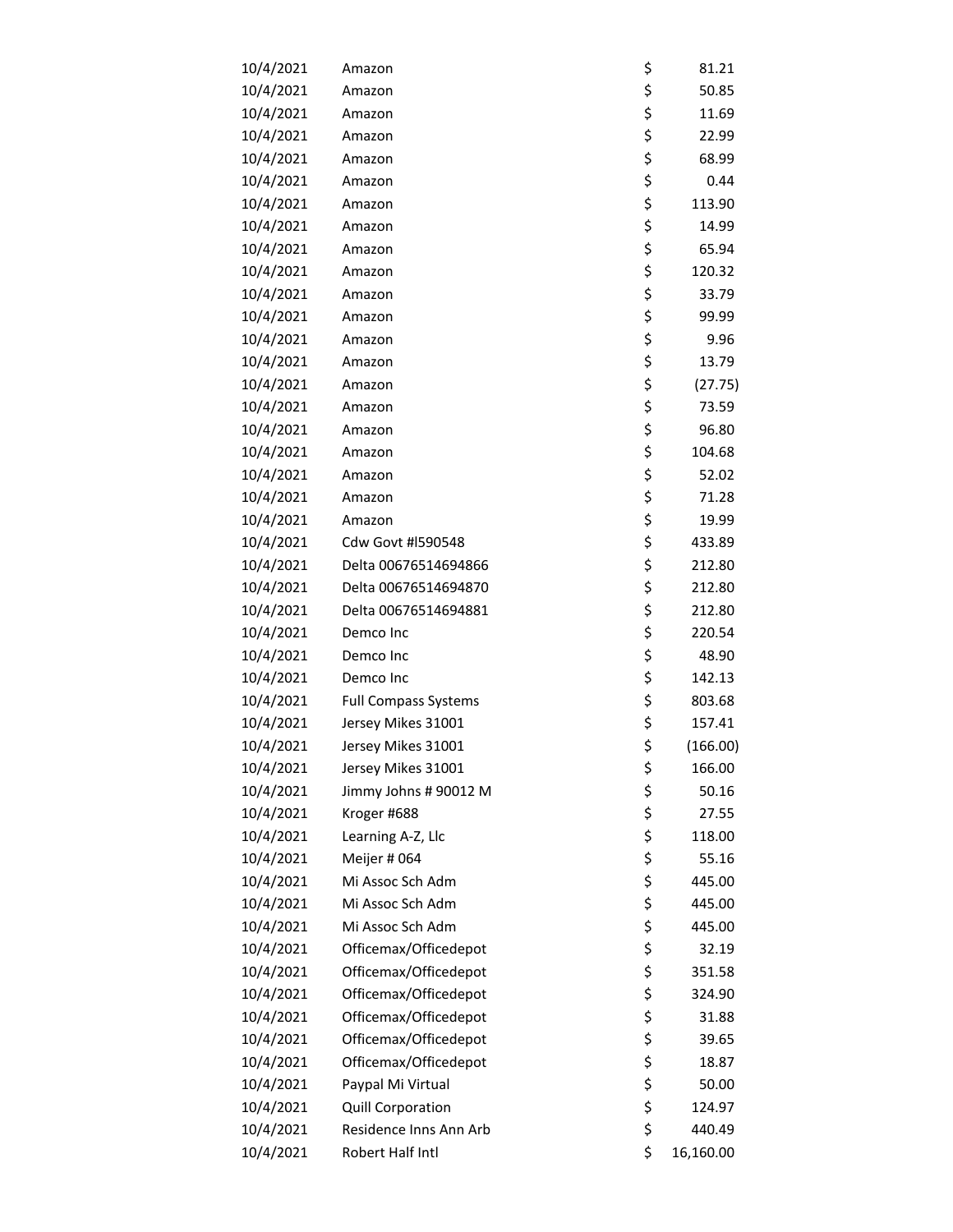| | | | |
|---|---|---|---|
| 10/4/2021 | Amazon | $ | 81.21 |
| 10/4/2021 | Amazon | $ | 50.85 |
| 10/4/2021 | Amazon | $ | 11.69 |
| 10/4/2021 | Amazon | $ | 22.99 |
| 10/4/2021 | Amazon | $ | 68.99 |
| 10/4/2021 | Amazon | $ | 0.44 |
| 10/4/2021 | Amazon | $ | 113.90 |
| 10/4/2021 | Amazon | $ | 14.99 |
| 10/4/2021 | Amazon | $ | 65.94 |
| 10/4/2021 | Amazon | $ | 120.32 |
| 10/4/2021 | Amazon | $ | 33.79 |
| 10/4/2021 | Amazon | $ | 99.99 |
| 10/4/2021 | Amazon | $ | 9.96 |
| 10/4/2021 | Amazon | $ | 13.79 |
| 10/4/2021 | Amazon | $ | (27.75) |
| 10/4/2021 | Amazon | $ | 73.59 |
| 10/4/2021 | Amazon | $ | 96.80 |
| 10/4/2021 | Amazon | $ | 104.68 |
| 10/4/2021 | Amazon | $ | 52.02 |
| 10/4/2021 | Amazon | $ | 71.28 |
| 10/4/2021 | Amazon | $ | 19.99 |
| 10/4/2021 | Cdw Govt #l590548 | $ | 433.89 |
| 10/4/2021 | Delta 00676514694866 | $ | 212.80 |
| 10/4/2021 | Delta 00676514694870 | $ | 212.80 |
| 10/4/2021 | Delta 00676514694881 | $ | 212.80 |
| 10/4/2021 | Demco Inc | $ | 220.54 |
| 10/4/2021 | Demco Inc | $ | 48.90 |
| 10/4/2021 | Demco Inc | $ | 142.13 |
| 10/4/2021 | Full Compass Systems | $ | 803.68 |
| 10/4/2021 | Jersey Mikes 31001 | $ | 157.41 |
| 10/4/2021 | Jersey Mikes 31001 | $ | (166.00) |
| 10/4/2021 | Jersey Mikes 31001 | $ | 166.00 |
| 10/4/2021 | Jimmy Johns # 90012 M | $ | 50.16 |
| 10/4/2021 | Kroger #688 | $ | 27.55 |
| 10/4/2021 | Learning A-Z, Llc | $ | 118.00 |
| 10/4/2021 | Meijer # 064 | $ | 55.16 |
| 10/4/2021 | Mi Assoc Sch Adm | $ | 445.00 |
| 10/4/2021 | Mi Assoc Sch Adm | $ | 445.00 |
| 10/4/2021 | Mi Assoc Sch Adm | $ | 445.00 |
| 10/4/2021 | Officemax/Officedepot | $ | 32.19 |
| 10/4/2021 | Officemax/Officedepot | $ | 351.58 |
| 10/4/2021 | Officemax/Officedepot | $ | 324.90 |
| 10/4/2021 | Officemax/Officedepot | $ | 31.88 |
| 10/4/2021 | Officemax/Officedepot | $ | 39.65 |
| 10/4/2021 | Officemax/Officedepot | $ | 18.87 |
| 10/4/2021 | Paypal Mi Virtual | $ | 50.00 |
| 10/4/2021 | Quill Corporation | $ | 124.97 |
| 10/4/2021 | Residence Inns Ann Arb | $ | 440.49 |
| 10/4/2021 | Robert Half Intl | $ | 16,160.00 |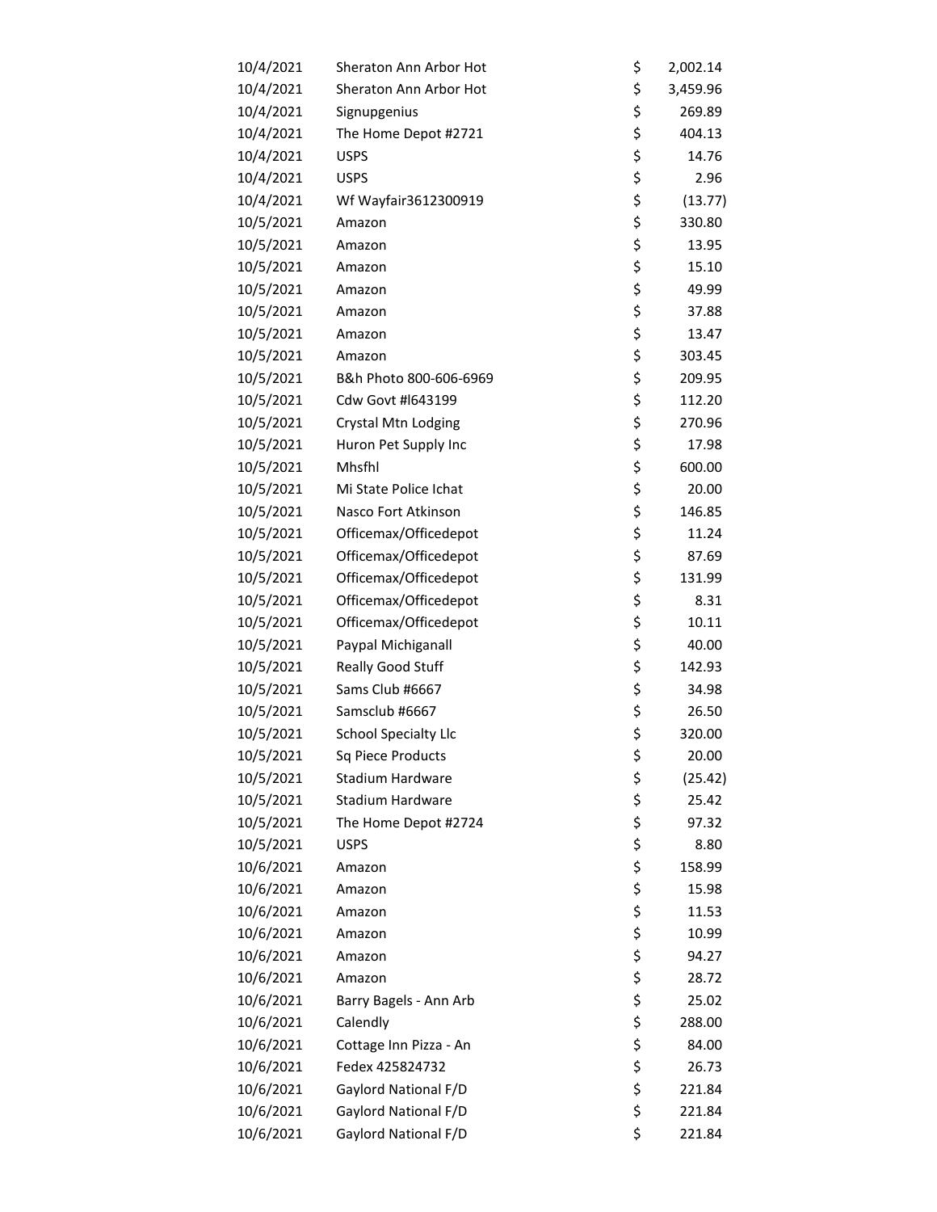| | | | |
|---|---|---|---|
| 10/4/2021 | Sheraton Ann Arbor Hot | $ | 2,002.14 |
| 10/4/2021 | Sheraton Ann Arbor Hot | $ | 3,459.96 |
| 10/4/2021 | Signupgenius | $ | 269.89 |
| 10/4/2021 | The Home Depot #2721 | $ | 404.13 |
| 10/4/2021 | USPS | $ | 14.76 |
| 10/4/2021 | USPS | $ | 2.96 |
| 10/4/2021 | Wf Wayfair3612300919 | $ | (13.77) |
| 10/5/2021 | Amazon | $ | 330.80 |
| 10/5/2021 | Amazon | $ | 13.95 |
| 10/5/2021 | Amazon | $ | 15.10 |
| 10/5/2021 | Amazon | $ | 49.99 |
| 10/5/2021 | Amazon | $ | 37.88 |
| 10/5/2021 | Amazon | $ | 13.47 |
| 10/5/2021 | Amazon | $ | 303.45 |
| 10/5/2021 | B&h Photo 800-606-6969 | $ | 209.95 |
| 10/5/2021 | Cdw Govt #l643199 | $ | 112.20 |
| 10/5/2021 | Crystal Mtn Lodging | $ | 270.96 |
| 10/5/2021 | Huron Pet Supply Inc | $ | 17.98 |
| 10/5/2021 | Mhsfhl | $ | 600.00 |
| 10/5/2021 | Mi State Police Ichat | $ | 20.00 |
| 10/5/2021 | Nasco Fort Atkinson | $ | 146.85 |
| 10/5/2021 | Officemax/Officedepot | $ | 11.24 |
| 10/5/2021 | Officemax/Officedepot | $ | 87.69 |
| 10/5/2021 | Officemax/Officedepot | $ | 131.99 |
| 10/5/2021 | Officemax/Officedepot | $ | 8.31 |
| 10/5/2021 | Officemax/Officedepot | $ | 10.11 |
| 10/5/2021 | Paypal Michiganall | $ | 40.00 |
| 10/5/2021 | Really Good Stuff | $ | 142.93 |
| 10/5/2021 | Sams Club #6667 | $ | 34.98 |
| 10/5/2021 | Samsclub #6667 | $ | 26.50 |
| 10/5/2021 | School Specialty Llc | $ | 320.00 |
| 10/5/2021 | Sq Piece Products | $ | 20.00 |
| 10/5/2021 | Stadium Hardware | $ | (25.42) |
| 10/5/2021 | Stadium Hardware | $ | 25.42 |
| 10/5/2021 | The Home Depot #2724 | $ | 97.32 |
| 10/5/2021 | USPS | $ | 8.80 |
| 10/6/2021 | Amazon | $ | 158.99 |
| 10/6/2021 | Amazon | $ | 15.98 |
| 10/6/2021 | Amazon | $ | 11.53 |
| 10/6/2021 | Amazon | $ | 10.99 |
| 10/6/2021 | Amazon | $ | 94.27 |
| 10/6/2021 | Amazon | $ | 28.72 |
| 10/6/2021 | Barry Bagels - Ann Arb | $ | 25.02 |
| 10/6/2021 | Calendly | $ | 288.00 |
| 10/6/2021 | Cottage Inn Pizza - An | $ | 84.00 |
| 10/6/2021 | Fedex 425824732 | $ | 26.73 |
| 10/6/2021 | Gaylord National F/D | $ | 221.84 |
| 10/6/2021 | Gaylord National F/D | $ | 221.84 |
| 10/6/2021 | Gaylord National F/D | $ | 221.84 |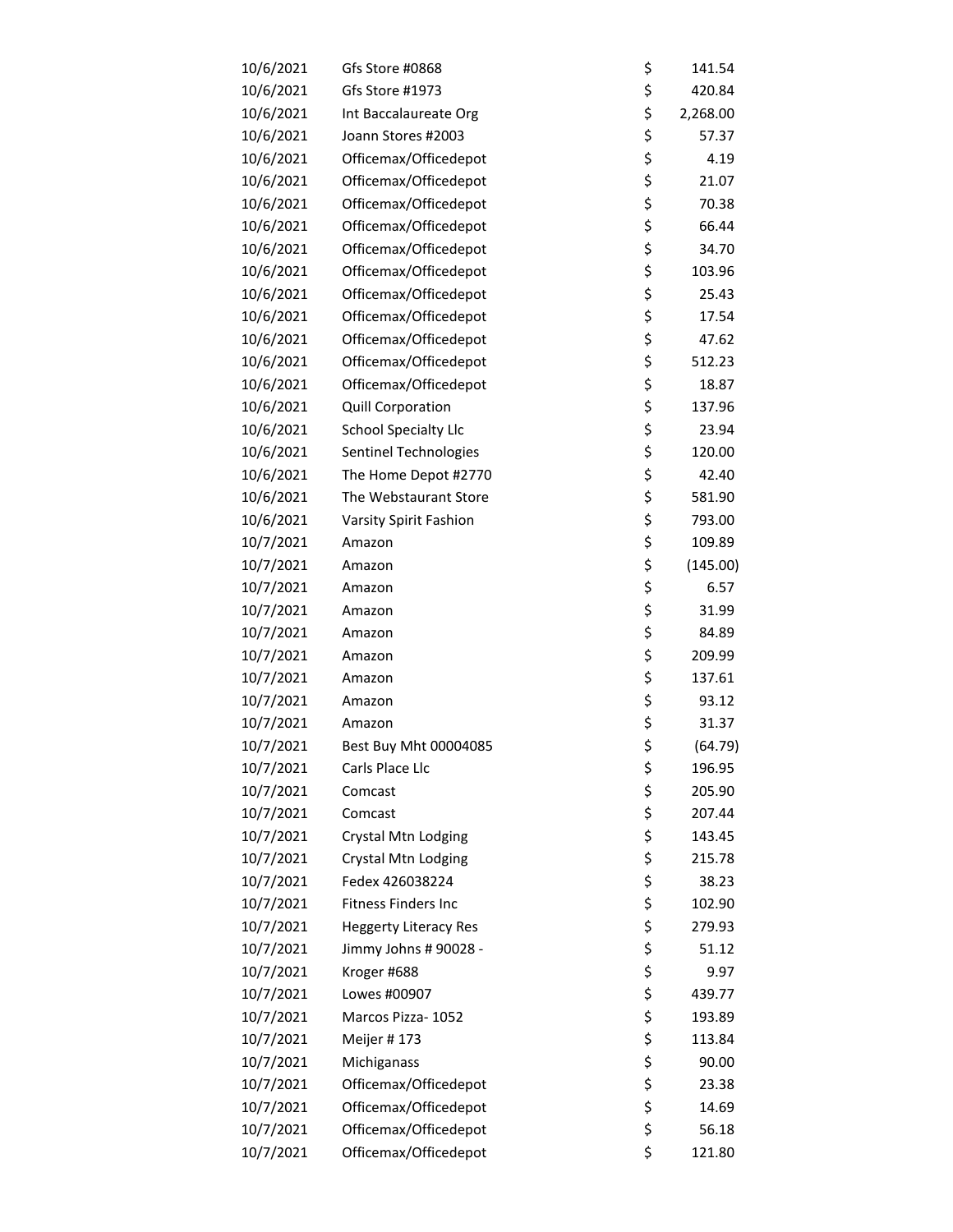| | | | |
|---|---|---|---|
| 10/6/2021 | Gfs Store #0868 | $ | 141.54 |
| 10/6/2021 | Gfs Store #1973 | $ | 420.84 |
| 10/6/2021 | Int Baccalaureate Org | $ | 2,268.00 |
| 10/6/2021 | Joann Stores #2003 | $ | 57.37 |
| 10/6/2021 | Officemax/Officedepot | $ | 4.19 |
| 10/6/2021 | Officemax/Officedepot | $ | 21.07 |
| 10/6/2021 | Officemax/Officedepot | $ | 70.38 |
| 10/6/2021 | Officemax/Officedepot | $ | 66.44 |
| 10/6/2021 | Officemax/Officedepot | $ | 34.70 |
| 10/6/2021 | Officemax/Officedepot | $ | 103.96 |
| 10/6/2021 | Officemax/Officedepot | $ | 25.43 |
| 10/6/2021 | Officemax/Officedepot | $ | 17.54 |
| 10/6/2021 | Officemax/Officedepot | $ | 47.62 |
| 10/6/2021 | Officemax/Officedepot | $ | 512.23 |
| 10/6/2021 | Officemax/Officedepot | $ | 18.87 |
| 10/6/2021 | Quill Corporation | $ | 137.96 |
| 10/6/2021 | School Specialty Llc | $ | 23.94 |
| 10/6/2021 | Sentinel Technologies | $ | 120.00 |
| 10/6/2021 | The Home Depot #2770 | $ | 42.40 |
| 10/6/2021 | The Webstaurant Store | $ | 581.90 |
| 10/6/2021 | Varsity Spirit Fashion | $ | 793.00 |
| 10/7/2021 | Amazon | $ | 109.89 |
| 10/7/2021 | Amazon | $ | (145.00) |
| 10/7/2021 | Amazon | $ | 6.57 |
| 10/7/2021 | Amazon | $ | 31.99 |
| 10/7/2021 | Amazon | $ | 84.89 |
| 10/7/2021 | Amazon | $ | 209.99 |
| 10/7/2021 | Amazon | $ | 137.61 |
| 10/7/2021 | Amazon | $ | 93.12 |
| 10/7/2021 | Amazon | $ | 31.37 |
| 10/7/2021 | Best Buy Mht 00004085 | $ | (64.79) |
| 10/7/2021 | Carls Place Llc | $ | 196.95 |
| 10/7/2021 | Comcast | $ | 205.90 |
| 10/7/2021 | Comcast | $ | 207.44 |
| 10/7/2021 | Crystal Mtn Lodging | $ | 143.45 |
| 10/7/2021 | Crystal Mtn Lodging | $ | 215.78 |
| 10/7/2021 | Fedex 426038224 | $ | 38.23 |
| 10/7/2021 | Fitness Finders Inc | $ | 102.90 |
| 10/7/2021 | Heggerty Literacy Res | $ | 279.93 |
| 10/7/2021 | Jimmy Johns # 90028 - | $ | 51.12 |
| 10/7/2021 | Kroger #688 | $ | 9.97 |
| 10/7/2021 | Lowes #00907 | $ | 439.77 |
| 10/7/2021 | Marcos Pizza- 1052 | $ | 193.89 |
| 10/7/2021 | Meijer # 173 | $ | 113.84 |
| 10/7/2021 | Michiganass | $ | 90.00 |
| 10/7/2021 | Officemax/Officedepot | $ | 23.38 |
| 10/7/2021 | Officemax/Officedepot | $ | 14.69 |
| 10/7/2021 | Officemax/Officedepot | $ | 56.18 |
| 10/7/2021 | Officemax/Officedepot | $ | 121.80 |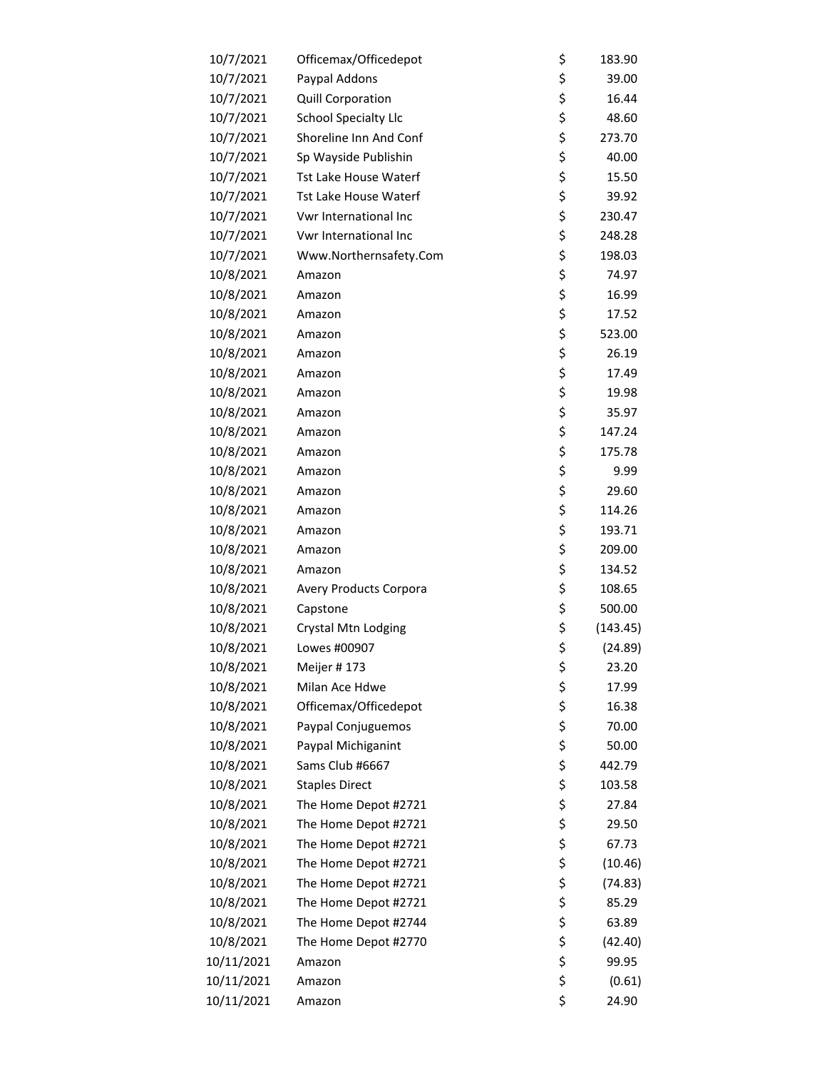| | | | |
|---|---|---|---|
| 10/7/2021 | Officemax/Officedepot | $ | 183.90 |
| 10/7/2021 | Paypal Addons | $ | 39.00 |
| 10/7/2021 | Quill Corporation | $ | 16.44 |
| 10/7/2021 | School Specialty Llc | $ | 48.60 |
| 10/7/2021 | Shoreline Inn And Conf | $ | 273.70 |
| 10/7/2021 | Sp Wayside Publishin | $ | 40.00 |
| 10/7/2021 | Tst Lake House Waterf | $ | 15.50 |
| 10/7/2021 | Tst Lake House Waterf | $ | 39.92 |
| 10/7/2021 | Vwr International Inc | $ | 230.47 |
| 10/7/2021 | Vwr International Inc | $ | 248.28 |
| 10/7/2021 | Www.Northernsafety.Com | $ | 198.03 |
| 10/8/2021 | Amazon | $ | 74.97 |
| 10/8/2021 | Amazon | $ | 16.99 |
| 10/8/2021 | Amazon | $ | 17.52 |
| 10/8/2021 | Amazon | $ | 523.00 |
| 10/8/2021 | Amazon | $ | 26.19 |
| 10/8/2021 | Amazon | $ | 17.49 |
| 10/8/2021 | Amazon | $ | 19.98 |
| 10/8/2021 | Amazon | $ | 35.97 |
| 10/8/2021 | Amazon | $ | 147.24 |
| 10/8/2021 | Amazon | $ | 175.78 |
| 10/8/2021 | Amazon | $ | 9.99 |
| 10/8/2021 | Amazon | $ | 29.60 |
| 10/8/2021 | Amazon | $ | 114.26 |
| 10/8/2021 | Amazon | $ | 193.71 |
| 10/8/2021 | Amazon | $ | 209.00 |
| 10/8/2021 | Amazon | $ | 134.52 |
| 10/8/2021 | Avery Products Corpora | $ | 108.65 |
| 10/8/2021 | Capstone | $ | 500.00 |
| 10/8/2021 | Crystal Mtn Lodging | $ | (143.45) |
| 10/8/2021 | Lowes #00907 | $ | (24.89) |
| 10/8/2021 | Meijer # 173 | $ | 23.20 |
| 10/8/2021 | Milan Ace Hdwe | $ | 17.99 |
| 10/8/2021 | Officemax/Officedepot | $ | 16.38 |
| 10/8/2021 | Paypal Conjuguemos | $ | 70.00 |
| 10/8/2021 | Paypal Michiganint | $ | 50.00 |
| 10/8/2021 | Sams Club #6667 | $ | 442.79 |
| 10/8/2021 | Staples Direct | $ | 103.58 |
| 10/8/2021 | The Home Depot #2721 | $ | 27.84 |
| 10/8/2021 | The Home Depot #2721 | $ | 29.50 |
| 10/8/2021 | The Home Depot #2721 | $ | 67.73 |
| 10/8/2021 | The Home Depot #2721 | $ | (10.46) |
| 10/8/2021 | The Home Depot #2721 | $ | (74.83) |
| 10/8/2021 | The Home Depot #2721 | $ | 85.29 |
| 10/8/2021 | The Home Depot #2744 | $ | 63.89 |
| 10/8/2021 | The Home Depot #2770 | $ | (42.40) |
| 10/11/2021 | Amazon | $ | 99.95 |
| 10/11/2021 | Amazon | $ | (0.61) |
| 10/11/2021 | Amazon | $ | 24.90 |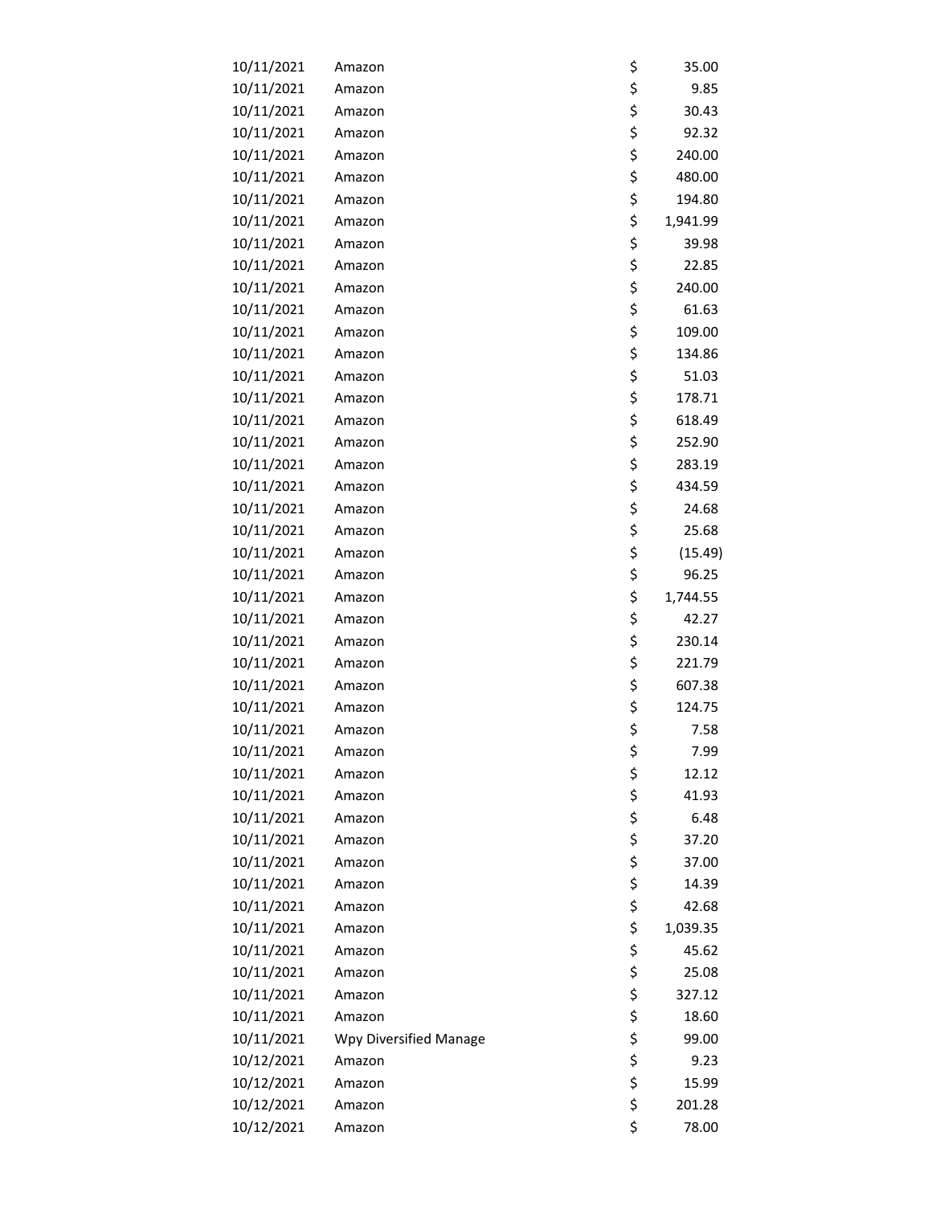| | | | |
|---|---|---|---|
| 10/11/2021 | Amazon | $ | 35.00 |
| 10/11/2021 | Amazon | $ | 9.85 |
| 10/11/2021 | Amazon | $ | 30.43 |
| 10/11/2021 | Amazon | $ | 92.32 |
| 10/11/2021 | Amazon | $ | 240.00 |
| 10/11/2021 | Amazon | $ | 480.00 |
| 10/11/2021 | Amazon | $ | 194.80 |
| 10/11/2021 | Amazon | $ | 1,941.99 |
| 10/11/2021 | Amazon | $ | 39.98 |
| 10/11/2021 | Amazon | $ | 22.85 |
| 10/11/2021 | Amazon | $ | 240.00 |
| 10/11/2021 | Amazon | $ | 61.63 |
| 10/11/2021 | Amazon | $ | 109.00 |
| 10/11/2021 | Amazon | $ | 134.86 |
| 10/11/2021 | Amazon | $ | 51.03 |
| 10/11/2021 | Amazon | $ | 178.71 |
| 10/11/2021 | Amazon | $ | 618.49 |
| 10/11/2021 | Amazon | $ | 252.90 |
| 10/11/2021 | Amazon | $ | 283.19 |
| 10/11/2021 | Amazon | $ | 434.59 |
| 10/11/2021 | Amazon | $ | 24.68 |
| 10/11/2021 | Amazon | $ | 25.68 |
| 10/11/2021 | Amazon | $ | (15.49) |
| 10/11/2021 | Amazon | $ | 96.25 |
| 10/11/2021 | Amazon | $ | 1,744.55 |
| 10/11/2021 | Amazon | $ | 42.27 |
| 10/11/2021 | Amazon | $ | 230.14 |
| 10/11/2021 | Amazon | $ | 221.79 |
| 10/11/2021 | Amazon | $ | 607.38 |
| 10/11/2021 | Amazon | $ | 124.75 |
| 10/11/2021 | Amazon | $ | 7.58 |
| 10/11/2021 | Amazon | $ | 7.99 |
| 10/11/2021 | Amazon | $ | 12.12 |
| 10/11/2021 | Amazon | $ | 41.93 |
| 10/11/2021 | Amazon | $ | 6.48 |
| 10/11/2021 | Amazon | $ | 37.20 |
| 10/11/2021 | Amazon | $ | 37.00 |
| 10/11/2021 | Amazon | $ | 14.39 |
| 10/11/2021 | Amazon | $ | 42.68 |
| 10/11/2021 | Amazon | $ | 1,039.35 |
| 10/11/2021 | Amazon | $ | 45.62 |
| 10/11/2021 | Amazon | $ | 25.08 |
| 10/11/2021 | Amazon | $ | 327.12 |
| 10/11/2021 | Amazon | $ | 18.60 |
| 10/11/2021 | Wpy Diversified Manage | $ | 99.00 |
| 10/12/2021 | Amazon | $ | 9.23 |
| 10/12/2021 | Amazon | $ | 15.99 |
| 10/12/2021 | Amazon | $ | 201.28 |
| 10/12/2021 | Amazon | $ | 78.00 |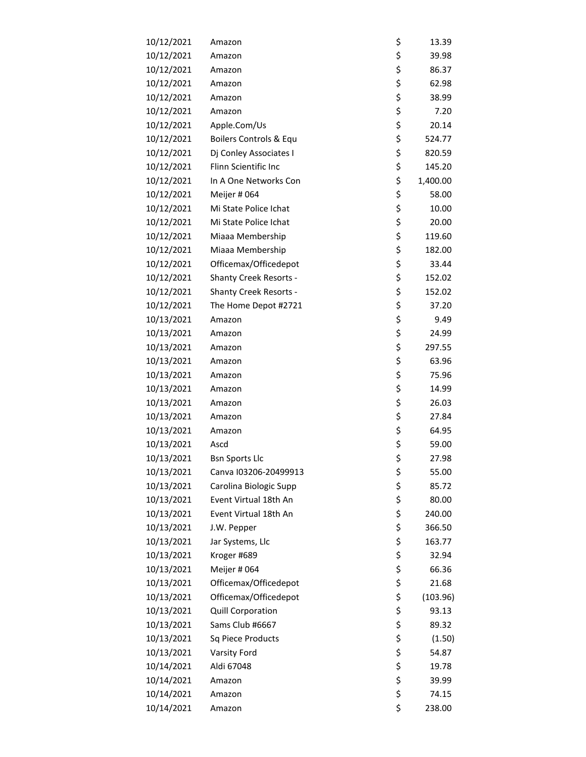| | | | |
|---|---|---|---|
| 10/12/2021 | Amazon | $ | 13.39 |
| 10/12/2021 | Amazon | $ | 39.98 |
| 10/12/2021 | Amazon | $ | 86.37 |
| 10/12/2021 | Amazon | $ | 62.98 |
| 10/12/2021 | Amazon | $ | 38.99 |
| 10/12/2021 | Amazon | $ | 7.20 |
| 10/12/2021 | Apple.Com/Us | $ | 20.14 |
| 10/12/2021 | Boilers Controls & Equ | $ | 524.77 |
| 10/12/2021 | Dj Conley Associates I | $ | 820.59 |
| 10/12/2021 | Flinn Scientific Inc | $ | 145.20 |
| 10/12/2021 | In A One Networks Con | $ | 1,400.00 |
| 10/12/2021 | Meijer # 064 | $ | 58.00 |
| 10/12/2021 | Mi State Police Ichat | $ | 10.00 |
| 10/12/2021 | Mi State Police Ichat | $ | 20.00 |
| 10/12/2021 | Miaaa Membership | $ | 119.60 |
| 10/12/2021 | Miaaa Membership | $ | 182.00 |
| 10/12/2021 | Officemax/Officedepot | $ | 33.44 |
| 10/12/2021 | Shanty Creek Resorts - | $ | 152.02 |
| 10/12/2021 | Shanty Creek Resorts - | $ | 152.02 |
| 10/12/2021 | The Home Depot #2721 | $ | 37.20 |
| 10/13/2021 | Amazon | $ | 9.49 |
| 10/13/2021 | Amazon | $ | 24.99 |
| 10/13/2021 | Amazon | $ | 297.55 |
| 10/13/2021 | Amazon | $ | 63.96 |
| 10/13/2021 | Amazon | $ | 75.96 |
| 10/13/2021 | Amazon | $ | 14.99 |
| 10/13/2021 | Amazon | $ | 26.03 |
| 10/13/2021 | Amazon | $ | 27.84 |
| 10/13/2021 | Amazon | $ | 64.95 |
| 10/13/2021 | Ascd | $ | 59.00 |
| 10/13/2021 | Bsn Sports Llc | $ | 27.98 |
| 10/13/2021 | Canva I03206-20499913 | $ | 55.00 |
| 10/13/2021 | Carolina Biologic Supp | $ | 85.72 |
| 10/13/2021 | Event Virtual 18th An | $ | 80.00 |
| 10/13/2021 | Event Virtual 18th An | $ | 240.00 |
| 10/13/2021 | J.W. Pepper | $ | 366.50 |
| 10/13/2021 | Jar Systems, Llc | $ | 163.77 |
| 10/13/2021 | Kroger #689 | $ | 32.94 |
| 10/13/2021 | Meijer # 064 | $ | 66.36 |
| 10/13/2021 | Officemax/Officedepot | $ | 21.68 |
| 10/13/2021 | Officemax/Officedepot | $ | (103.96) |
| 10/13/2021 | Quill Corporation | $ | 93.13 |
| 10/13/2021 | Sams Club #6667 | $ | 89.32 |
| 10/13/2021 | Sq Piece Products | $ | (1.50) |
| 10/13/2021 | Varsity Ford | $ | 54.87 |
| 10/14/2021 | Aldi 67048 | $ | 19.78 |
| 10/14/2021 | Amazon | $ | 39.99 |
| 10/14/2021 | Amazon | $ | 74.15 |
| 10/14/2021 | Amazon | $ | 238.00 |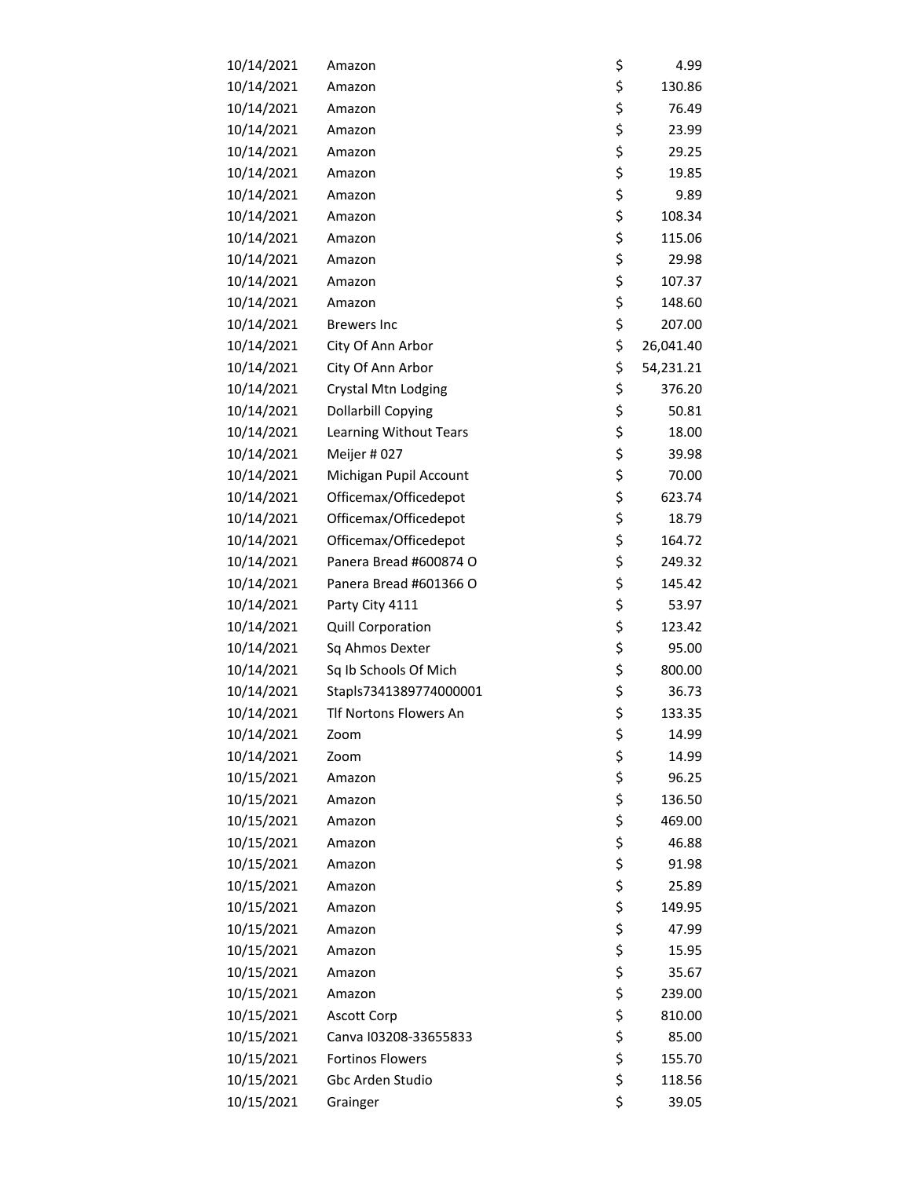| | | | |
|---|---|---|---|
| 10/14/2021 | Amazon | $ | 4.99 |
| 10/14/2021 | Amazon | $ | 130.86 |
| 10/14/2021 | Amazon | $ | 76.49 |
| 10/14/2021 | Amazon | $ | 23.99 |
| 10/14/2021 | Amazon | $ | 29.25 |
| 10/14/2021 | Amazon | $ | 19.85 |
| 10/14/2021 | Amazon | $ | 9.89 |
| 10/14/2021 | Amazon | $ | 108.34 |
| 10/14/2021 | Amazon | $ | 115.06 |
| 10/14/2021 | Amazon | $ | 29.98 |
| 10/14/2021 | Amazon | $ | 107.37 |
| 10/14/2021 | Amazon | $ | 148.60 |
| 10/14/2021 | Brewers Inc | $ | 207.00 |
| 10/14/2021 | City Of Ann Arbor | $ | 26,041.40 |
| 10/14/2021 | City Of Ann Arbor | $ | 54,231.21 |
| 10/14/2021 | Crystal Mtn Lodging | $ | 376.20 |
| 10/14/2021 | Dollarbill Copying | $ | 50.81 |
| 10/14/2021 | Learning Without Tears | $ | 18.00 |
| 10/14/2021 | Meijer # 027 | $ | 39.98 |
| 10/14/2021 | Michigan Pupil Account | $ | 70.00 |
| 10/14/2021 | Officemax/Officedepot | $ | 623.74 |
| 10/14/2021 | Officemax/Officedepot | $ | 18.79 |
| 10/14/2021 | Officemax/Officedepot | $ | 164.72 |
| 10/14/2021 | Panera Bread #600874 O | $ | 249.32 |
| 10/14/2021 | Panera Bread #601366 O | $ | 145.42 |
| 10/14/2021 | Party City 4111 | $ | 53.97 |
| 10/14/2021 | Quill Corporation | $ | 123.42 |
| 10/14/2021 | Sq Ahmos Dexter | $ | 95.00 |
| 10/14/2021 | Sq Ib Schools Of Mich | $ | 800.00 |
| 10/14/2021 | Stapls7341389774000001 | $ | 36.73 |
| 10/14/2021 | Tlf Nortons Flowers An | $ | 133.35 |
| 10/14/2021 | Zoom | $ | 14.99 |
| 10/14/2021 | Zoom | $ | 14.99 |
| 10/15/2021 | Amazon | $ | 96.25 |
| 10/15/2021 | Amazon | $ | 136.50 |
| 10/15/2021 | Amazon | $ | 469.00 |
| 10/15/2021 | Amazon | $ | 46.88 |
| 10/15/2021 | Amazon | $ | 91.98 |
| 10/15/2021 | Amazon | $ | 25.89 |
| 10/15/2021 | Amazon | $ | 149.95 |
| 10/15/2021 | Amazon | $ | 47.99 |
| 10/15/2021 | Amazon | $ | 15.95 |
| 10/15/2021 | Amazon | $ | 35.67 |
| 10/15/2021 | Amazon | $ | 239.00 |
| 10/15/2021 | Ascott Corp | $ | 810.00 |
| 10/15/2021 | Canva I03208-33655833 | $ | 85.00 |
| 10/15/2021 | Fortinos Flowers | $ | 155.70 |
| 10/15/2021 | Gbc Arden Studio | $ | 118.56 |
| 10/15/2021 | Grainger | $ | 39.05 |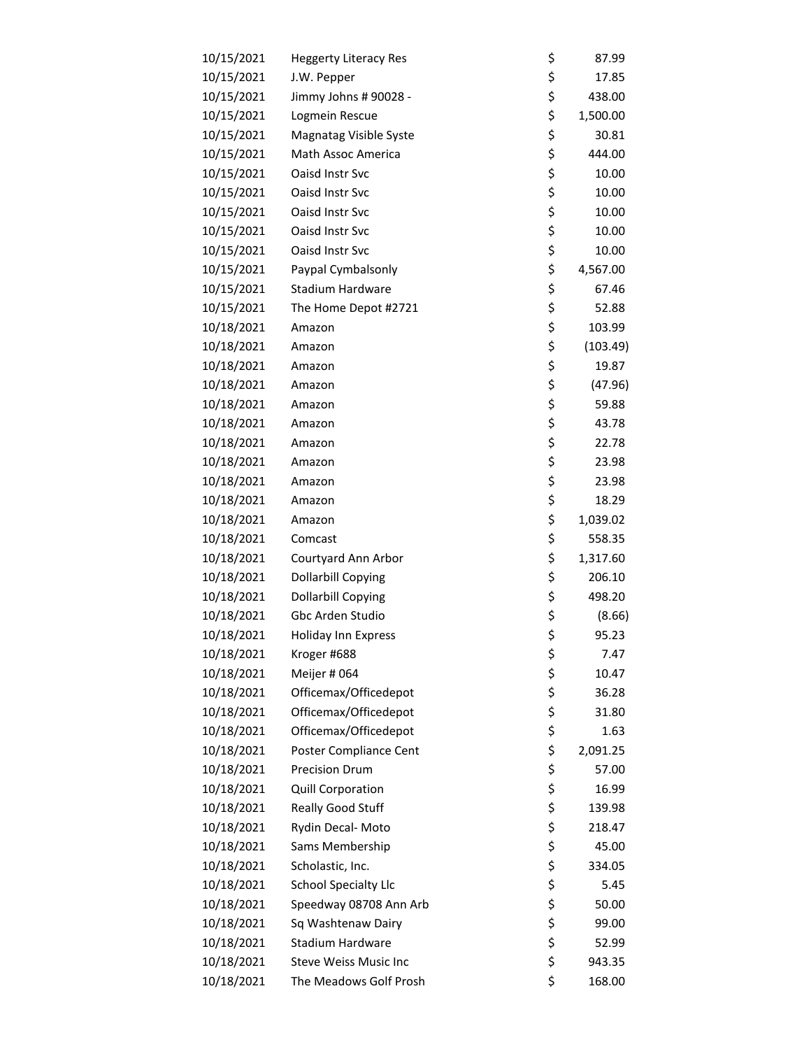| | | | |
|---|---|---|---|
| 10/15/2021 | Heggerty Literacy Res | $ | 87.99 |
| 10/15/2021 | J.W. Pepper | $ | 17.85 |
| 10/15/2021 | Jimmy Johns # 90028 - | $ | 438.00 |
| 10/15/2021 | Logmein Rescue | $ | 1,500.00 |
| 10/15/2021 | Magnatag Visible Syste | $ | 30.81 |
| 10/15/2021 | Math Assoc America | $ | 444.00 |
| 10/15/2021 | Oaisd Instr Svc | $ | 10.00 |
| 10/15/2021 | Oaisd Instr Svc | $ | 10.00 |
| 10/15/2021 | Oaisd Instr Svc | $ | 10.00 |
| 10/15/2021 | Oaisd Instr Svc | $ | 10.00 |
| 10/15/2021 | Oaisd Instr Svc | $ | 10.00 |
| 10/15/2021 | Paypal Cymbalsonly | $ | 4,567.00 |
| 10/15/2021 | Stadium Hardware | $ | 67.46 |
| 10/15/2021 | The Home Depot #2721 | $ | 52.88 |
| 10/18/2021 | Amazon | $ | 103.99 |
| 10/18/2021 | Amazon | $ | (103.49) |
| 10/18/2021 | Amazon | $ | 19.87 |
| 10/18/2021 | Amazon | $ | (47.96) |
| 10/18/2021 | Amazon | $ | 59.88 |
| 10/18/2021 | Amazon | $ | 43.78 |
| 10/18/2021 | Amazon | $ | 22.78 |
| 10/18/2021 | Amazon | $ | 23.98 |
| 10/18/2021 | Amazon | $ | 23.98 |
| 10/18/2021 | Amazon | $ | 18.29 |
| 10/18/2021 | Amazon | $ | 1,039.02 |
| 10/18/2021 | Comcast | $ | 558.35 |
| 10/18/2021 | Courtyard Ann Arbor | $ | 1,317.60 |
| 10/18/2021 | Dollarbill Copying | $ | 206.10 |
| 10/18/2021 | Dollarbill Copying | $ | 498.20 |
| 10/18/2021 | Gbc Arden Studio | $ | (8.66) |
| 10/18/2021 | Holiday Inn Express | $ | 95.23 |
| 10/18/2021 | Kroger #688 | $ | 7.47 |
| 10/18/2021 | Meijer # 064 | $ | 10.47 |
| 10/18/2021 | Officemax/Officedepot | $ | 36.28 |
| 10/18/2021 | Officemax/Officedepot | $ | 31.80 |
| 10/18/2021 | Officemax/Officedepot | $ | 1.63 |
| 10/18/2021 | Poster Compliance Cent | $ | 2,091.25 |
| 10/18/2021 | Precision Drum | $ | 57.00 |
| 10/18/2021 | Quill Corporation | $ | 16.99 |
| 10/18/2021 | Really Good Stuff | $ | 139.98 |
| 10/18/2021 | Rydin Decal- Moto | $ | 218.47 |
| 10/18/2021 | Sams Membership | $ | 45.00 |
| 10/18/2021 | Scholastic, Inc. | $ | 334.05 |
| 10/18/2021 | School Specialty Llc | $ | 5.45 |
| 10/18/2021 | Speedway 08708 Ann Arb | $ | 50.00 |
| 10/18/2021 | Sq Washtenaw Dairy | $ | 99.00 |
| 10/18/2021 | Stadium Hardware | $ | 52.99 |
| 10/18/2021 | Steve Weiss Music Inc | $ | 943.35 |
| 10/18/2021 | The Meadows Golf Prosh | $ | 168.00 |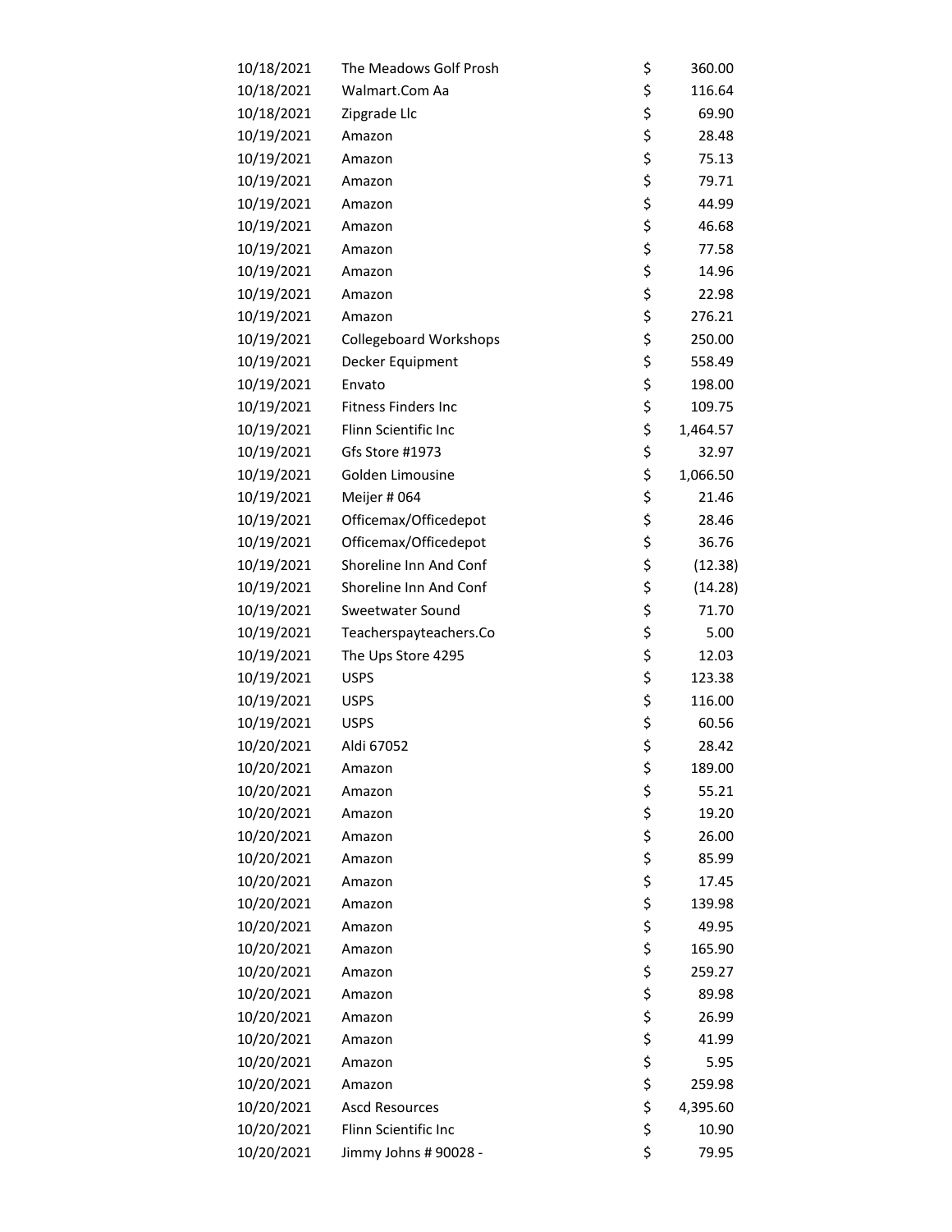| | | | |
|---|---|---|---|
| 10/18/2021 | The Meadows Golf Prosh | $ | 360.00 |
| 10/18/2021 | Walmart.Com Aa | $ | 116.64 |
| 10/18/2021 | Zipgrade Llc | $ | 69.90 |
| 10/19/2021 | Amazon | $ | 28.48 |
| 10/19/2021 | Amazon | $ | 75.13 |
| 10/19/2021 | Amazon | $ | 79.71 |
| 10/19/2021 | Amazon | $ | 44.99 |
| 10/19/2021 | Amazon | $ | 46.68 |
| 10/19/2021 | Amazon | $ | 77.58 |
| 10/19/2021 | Amazon | $ | 14.96 |
| 10/19/2021 | Amazon | $ | 22.98 |
| 10/19/2021 | Amazon | $ | 276.21 |
| 10/19/2021 | Collegeboard Workshops | $ | 250.00 |
| 10/19/2021 | Decker Equipment | $ | 558.49 |
| 10/19/2021 | Envato | $ | 198.00 |
| 10/19/2021 | Fitness Finders Inc | $ | 109.75 |
| 10/19/2021 | Flinn Scientific Inc | $ | 1,464.57 |
| 10/19/2021 | Gfs Store #1973 | $ | 32.97 |
| 10/19/2021 | Golden Limousine | $ | 1,066.50 |
| 10/19/2021 | Meijer # 064 | $ | 21.46 |
| 10/19/2021 | Officemax/Officedepot | $ | 28.46 |
| 10/19/2021 | Officemax/Officedepot | $ | 36.76 |
| 10/19/2021 | Shoreline Inn And Conf | $ | (12.38) |
| 10/19/2021 | Shoreline Inn And Conf | $ | (14.28) |
| 10/19/2021 | Sweetwater Sound | $ | 71.70 |
| 10/19/2021 | Teacherspayteachers.Co | $ | 5.00 |
| 10/19/2021 | The Ups Store 4295 | $ | 12.03 |
| 10/19/2021 | USPS | $ | 123.38 |
| 10/19/2021 | USPS | $ | 116.00 |
| 10/19/2021 | USPS | $ | 60.56 |
| 10/20/2021 | Aldi 67052 | $ | 28.42 |
| 10/20/2021 | Amazon | $ | 189.00 |
| 10/20/2021 | Amazon | $ | 55.21 |
| 10/20/2021 | Amazon | $ | 19.20 |
| 10/20/2021 | Amazon | $ | 26.00 |
| 10/20/2021 | Amazon | $ | 85.99 |
| 10/20/2021 | Amazon | $ | 17.45 |
| 10/20/2021 | Amazon | $ | 139.98 |
| 10/20/2021 | Amazon | $ | 49.95 |
| 10/20/2021 | Amazon | $ | 165.90 |
| 10/20/2021 | Amazon | $ | 259.27 |
| 10/20/2021 | Amazon | $ | 89.98 |
| 10/20/2021 | Amazon | $ | 26.99 |
| 10/20/2021 | Amazon | $ | 41.99 |
| 10/20/2021 | Amazon | $ | 5.95 |
| 10/20/2021 | Amazon | $ | 259.98 |
| 10/20/2021 | Ascd Resources | $ | 4,395.60 |
| 10/20/2021 | Flinn Scientific Inc | $ | 10.90 |
| 10/20/2021 | Jimmy Johns # 90028 - | $ | 79.95 |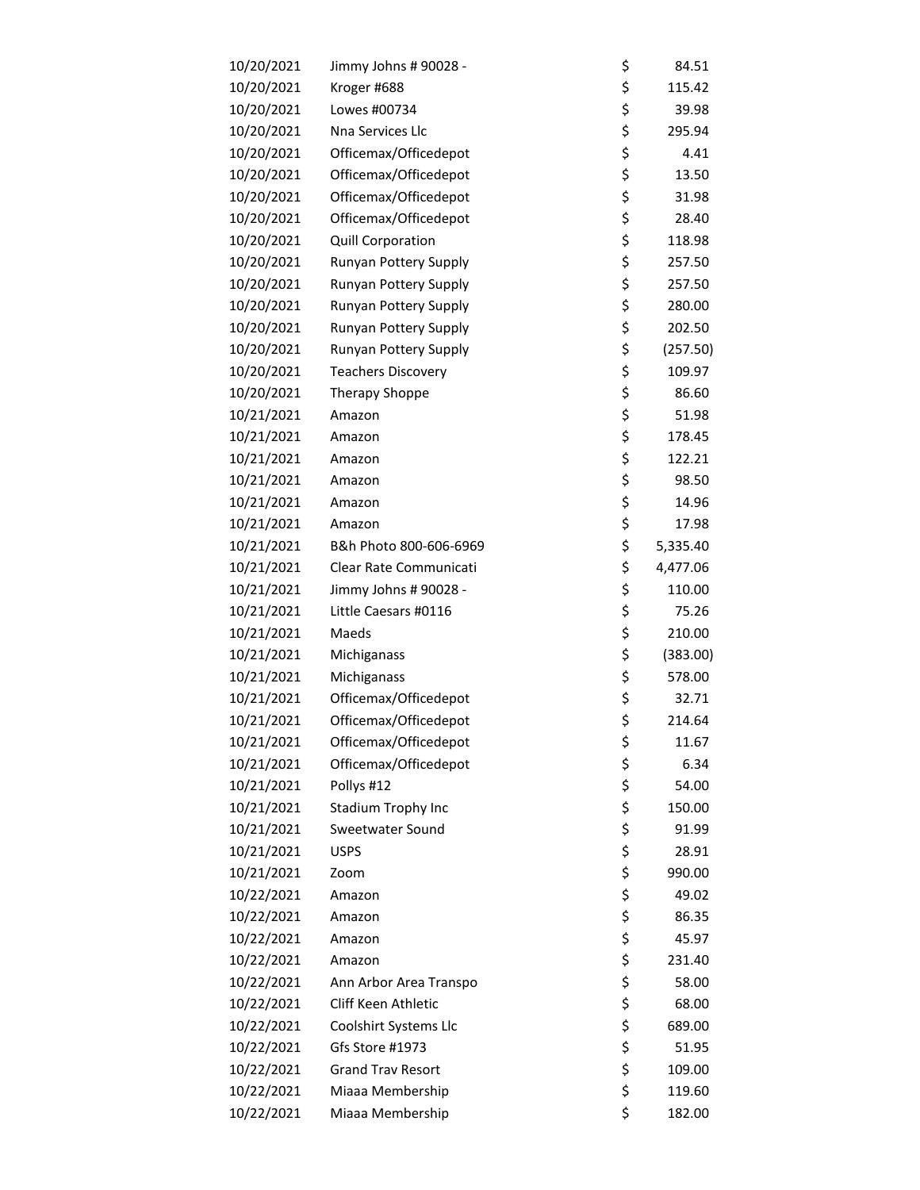| | | | |
|---|---|---|---|
| 10/20/2021 | Jimmy Johns # 90028 - | $ | 84.51 |
| 10/20/2021 | Kroger #688 | $ | 115.42 |
| 10/20/2021 | Lowes #00734 | $ | 39.98 |
| 10/20/2021 | Nna Services Llc | $ | 295.94 |
| 10/20/2021 | Officemax/Officedepot | $ | 4.41 |
| 10/20/2021 | Officemax/Officedepot | $ | 13.50 |
| 10/20/2021 | Officemax/Officedepot | $ | 31.98 |
| 10/20/2021 | Officemax/Officedepot | $ | 28.40 |
| 10/20/2021 | Quill Corporation | $ | 118.98 |
| 10/20/2021 | Runyan Pottery Supply | $ | 257.50 |
| 10/20/2021 | Runyan Pottery Supply | $ | 257.50 |
| 10/20/2021 | Runyan Pottery Supply | $ | 280.00 |
| 10/20/2021 | Runyan Pottery Supply | $ | 202.50 |
| 10/20/2021 | Runyan Pottery Supply | $ | (257.50) |
| 10/20/2021 | Teachers Discovery | $ | 109.97 |
| 10/20/2021 | Therapy Shoppe | $ | 86.60 |
| 10/21/2021 | Amazon | $ | 51.98 |
| 10/21/2021 | Amazon | $ | 178.45 |
| 10/21/2021 | Amazon | $ | 122.21 |
| 10/21/2021 | Amazon | $ | 98.50 |
| 10/21/2021 | Amazon | $ | 14.96 |
| 10/21/2021 | Amazon | $ | 17.98 |
| 10/21/2021 | B&h Photo 800-606-6969 | $ | 5,335.40 |
| 10/21/2021 | Clear Rate Communicati | $ | 4,477.06 |
| 10/21/2021 | Jimmy Johns # 90028 - | $ | 110.00 |
| 10/21/2021 | Little Caesars #0116 | $ | 75.26 |
| 10/21/2021 | Maeds | $ | 210.00 |
| 10/21/2021 | Michiganass | $ | (383.00) |
| 10/21/2021 | Michiganass | $ | 578.00 |
| 10/21/2021 | Officemax/Officedepot | $ | 32.71 |
| 10/21/2021 | Officemax/Officedepot | $ | 214.64 |
| 10/21/2021 | Officemax/Officedepot | $ | 11.67 |
| 10/21/2021 | Officemax/Officedepot | $ | 6.34 |
| 10/21/2021 | Pollys #12 | $ | 54.00 |
| 10/21/2021 | Stadium Trophy Inc | $ | 150.00 |
| 10/21/2021 | Sweetwater Sound | $ | 91.99 |
| 10/21/2021 | USPS | $ | 28.91 |
| 10/21/2021 | Zoom | $ | 990.00 |
| 10/22/2021 | Amazon | $ | 49.02 |
| 10/22/2021 | Amazon | $ | 86.35 |
| 10/22/2021 | Amazon | $ | 45.97 |
| 10/22/2021 | Amazon | $ | 231.40 |
| 10/22/2021 | Ann Arbor Area Transpo | $ | 58.00 |
| 10/22/2021 | Cliff Keen Athletic | $ | 68.00 |
| 10/22/2021 | Coolshirt Systems Llc | $ | 689.00 |
| 10/22/2021 | Gfs Store #1973 | $ | 51.95 |
| 10/22/2021 | Grand Trav Resort | $ | 109.00 |
| 10/22/2021 | Miaaa Membership | $ | 119.60 |
| 10/22/2021 | Miaaa Membership | $ | 182.00 |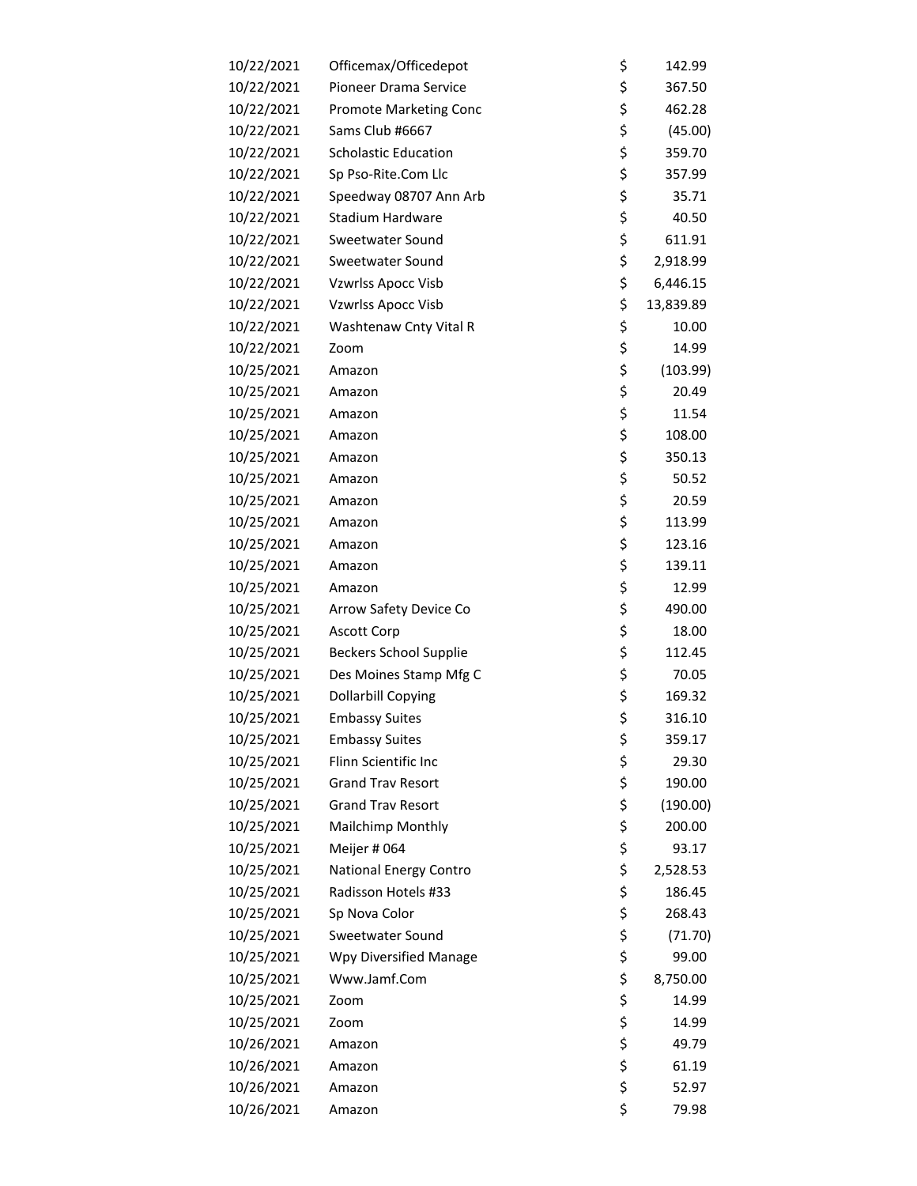| | | | |
|---|---|---|---|
| 10/22/2021 | Officemax/Officedepot | $ | 142.99 |
| 10/22/2021 | Pioneer Drama Service | $ | 367.50 |
| 10/22/2021 | Promote Marketing Conc | $ | 462.28 |
| 10/22/2021 | Sams Club #6667 | $ | (45.00) |
| 10/22/2021 | Scholastic Education | $ | 359.70 |
| 10/22/2021 | Sp Pso-Rite.Com Llc | $ | 357.99 |
| 10/22/2021 | Speedway 08707 Ann Arb | $ | 35.71 |
| 10/22/2021 | Stadium Hardware | $ | 40.50 |
| 10/22/2021 | Sweetwater Sound | $ | 611.91 |
| 10/22/2021 | Sweetwater Sound | $ | 2,918.99 |
| 10/22/2021 | Vzwrlss Apocc Visb | $ | 6,446.15 |
| 10/22/2021 | Vzwrlss Apocc Visb | $ | 13,839.89 |
| 10/22/2021 | Washtenaw Cnty Vital R | $ | 10.00 |
| 10/22/2021 | Zoom | $ | 14.99 |
| 10/25/2021 | Amazon | $ | (103.99) |
| 10/25/2021 | Amazon | $ | 20.49 |
| 10/25/2021 | Amazon | $ | 11.54 |
| 10/25/2021 | Amazon | $ | 108.00 |
| 10/25/2021 | Amazon | $ | 350.13 |
| 10/25/2021 | Amazon | $ | 50.52 |
| 10/25/2021 | Amazon | $ | 20.59 |
| 10/25/2021 | Amazon | $ | 113.99 |
| 10/25/2021 | Amazon | $ | 123.16 |
| 10/25/2021 | Amazon | $ | 139.11 |
| 10/25/2021 | Amazon | $ | 12.99 |
| 10/25/2021 | Arrow Safety Device Co | $ | 490.00 |
| 10/25/2021 | Ascott Corp | $ | 18.00 |
| 10/25/2021 | Beckers School Supplie | $ | 112.45 |
| 10/25/2021 | Des Moines Stamp Mfg C | $ | 70.05 |
| 10/25/2021 | Dollarbill Copying | $ | 169.32 |
| 10/25/2021 | Embassy Suites | $ | 316.10 |
| 10/25/2021 | Embassy Suites | $ | 359.17 |
| 10/25/2021 | Flinn Scientific Inc | $ | 29.30 |
| 10/25/2021 | Grand Trav Resort | $ | 190.00 |
| 10/25/2021 | Grand Trav Resort | $ | (190.00) |
| 10/25/2021 | Mailchimp Monthly | $ | 200.00 |
| 10/25/2021 | Meijer # 064 | $ | 93.17 |
| 10/25/2021 | National Energy Contro | $ | 2,528.53 |
| 10/25/2021 | Radisson Hotels #33 | $ | 186.45 |
| 10/25/2021 | Sp Nova Color | $ | 268.43 |
| 10/25/2021 | Sweetwater Sound | $ | (71.70) |
| 10/25/2021 | Wpy Diversified Manage | $ | 99.00 |
| 10/25/2021 | Www.Jamf.Com | $ | 8,750.00 |
| 10/25/2021 | Zoom | $ | 14.99 |
| 10/25/2021 | Zoom | $ | 14.99 |
| 10/26/2021 | Amazon | $ | 49.79 |
| 10/26/2021 | Amazon | $ | 61.19 |
| 10/26/2021 | Amazon | $ | 52.97 |
| 10/26/2021 | Amazon | $ | 79.98 |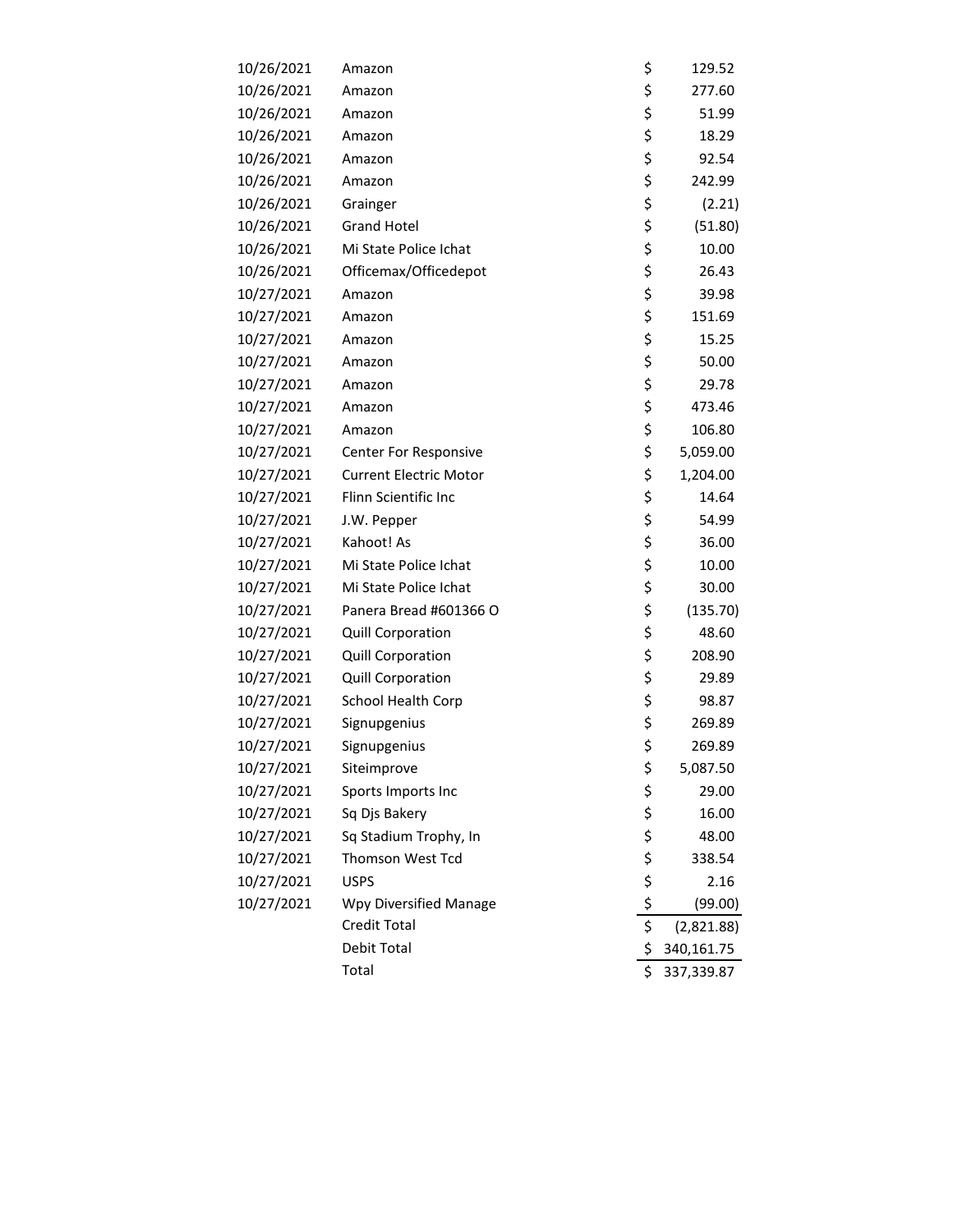| | | |
|---|---|---|
| 10/26/2021 | Amazon | $ 129.52 |
| 10/26/2021 | Amazon | $ 277.60 |
| 10/26/2021 | Amazon | $ 51.99 |
| 10/26/2021 | Amazon | $ 18.29 |
| 10/26/2021 | Amazon | $ 92.54 |
| 10/26/2021 | Amazon | $ 242.99 |
| 10/26/2021 | Grainger | $ (2.21) |
| 10/26/2021 | Grand Hotel | $ (51.80) |
| 10/26/2021 | Mi State Police Ichat | $ 10.00 |
| 10/26/2021 | Officemax/Officedepot | $ 26.43 |
| 10/27/2021 | Amazon | $ 39.98 |
| 10/27/2021 | Amazon | $ 151.69 |
| 10/27/2021 | Amazon | $ 15.25 |
| 10/27/2021 | Amazon | $ 50.00 |
| 10/27/2021 | Amazon | $ 29.78 |
| 10/27/2021 | Amazon | $ 473.46 |
| 10/27/2021 | Amazon | $ 106.80 |
| 10/27/2021 | Center For Responsive | $ 5,059.00 |
| 10/27/2021 | Current Electric Motor | $ 1,204.00 |
| 10/27/2021 | Flinn Scientific Inc | $ 14.64 |
| 10/27/2021 | J.W. Pepper | $ 54.99 |
| 10/27/2021 | Kahoot! As | $ 36.00 |
| 10/27/2021 | Mi State Police Ichat | $ 10.00 |
| 10/27/2021 | Mi State Police Ichat | $ 30.00 |
| 10/27/2021 | Panera Bread #601366 O | $ (135.70) |
| 10/27/2021 | Quill Corporation | $ 48.60 |
| 10/27/2021 | Quill Corporation | $ 208.90 |
| 10/27/2021 | Quill Corporation | $ 29.89 |
| 10/27/2021 | School Health Corp | $ 98.87 |
| 10/27/2021 | Signupgenius | $ 269.89 |
| 10/27/2021 | Signupgenius | $ 269.89 |
| 10/27/2021 | Siteimprove | $ 5,087.50 |
| 10/27/2021 | Sports Imports Inc | $ 29.00 |
| 10/27/2021 | Sq Djs Bakery | $ 16.00 |
| 10/27/2021 | Sq Stadium Trophy, In | $ 48.00 |
| 10/27/2021 | Thomson West Tcd | $ 338.54 |
| 10/27/2021 | USPS | $ 2.16 |
| 10/27/2021 | Wpy Diversified Manage | $ (99.00) |
| | Credit Total | $ (2,821.88) |
| | Debit Total | $ 340,161.75 |
| | Total | $ 337,339.87 |